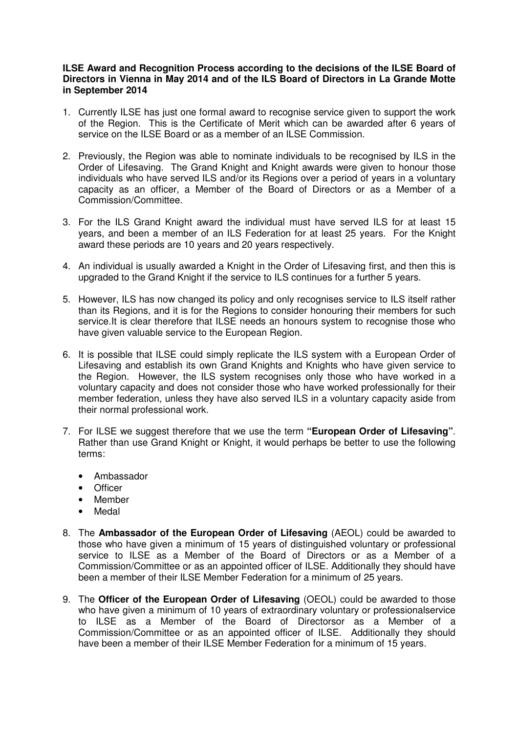**ILSE Award and Recognition Process according to the decisions of the ILSE Board of Directors in Vienna in May 2014 and of the ILS Board of Directors in La Grande Motte in September 2014**

1. Currently ILSE has just one formal award to recognise service given to support the work of the Region. This is the Certificate of Merit which can be awarded after 6 years of service on the ILSE Board or as a member of an ILSE Commission.

2. Previously, the Region was able to nominate individuals to be recognised by ILS in the Order of Lifesaving. The Grand Knight and Knight awards were given to honour those individuals who have served ILS and/or its Regions over a period of years in a voluntary capacity as an officer, a Member of the Board of Directors or as a Member of a Commission/Committee.

3. For the ILS Grand Knight award the individual must have served ILS for at least 15 years, and been a member of an ILS Federation for at least 25 years. For the Knight award these periods are 10 years and 20 years respectively.

4. An individual is usually awarded a Knight in the Order of Lifesaving first, and then this is upgraded to the Grand Knight if the service to ILS continues for a further 5 years.

5. However, ILS has now changed its policy and only recognises service to ILS itself rather than its Regions, and it is for the Regions to consider honouring their members for such service.It is clear therefore that ILSE needs an honours system to recognise those who have given valuable service to the European Region.

6. It is possible that ILSE could simply replicate the ILS system with a European Order of Lifesaving and establish its own Grand Knights and Knights who have given service to the Region. However, the ILS system recognises only those who have worked in a voluntary capacity and does not consider those who have worked professionally for their member federation, unless they have also served ILS in a voluntary capacity aside from their normal professional work.

7. For ILSE we suggest therefore that we use the term **"European Order of Lifesaving"**. Rather than use Grand Knight or Knight, it would perhaps be better to use the following terms:

   - Ambassador
   - Officer
   - Member
   - Medal

8. The **Ambassador of the European Order of Lifesaving** (AEOL) could be awarded to those who have given a minimum of 15 years of distinguished voluntary or professional service to ILSE as a Member of the Board of Directors or as a Member of a Commission/Committee or as an appointed officer of ILSE. Additionally they should have been a member of their ILSE Member Federation for a minimum of 25 years.

9. The **Officer of the European Order of Lifesaving** (OEOL) could be awarded to those who have given a minimum of 10 years of extraordinary voluntary or professionalservice to ILSE as a Member of the Board of Directorsor as a Member of a Commission/Committee or as an appointed officer of ILSE. Additionally they should have been a member of their ILSE Member Federation for a minimum of 15 years.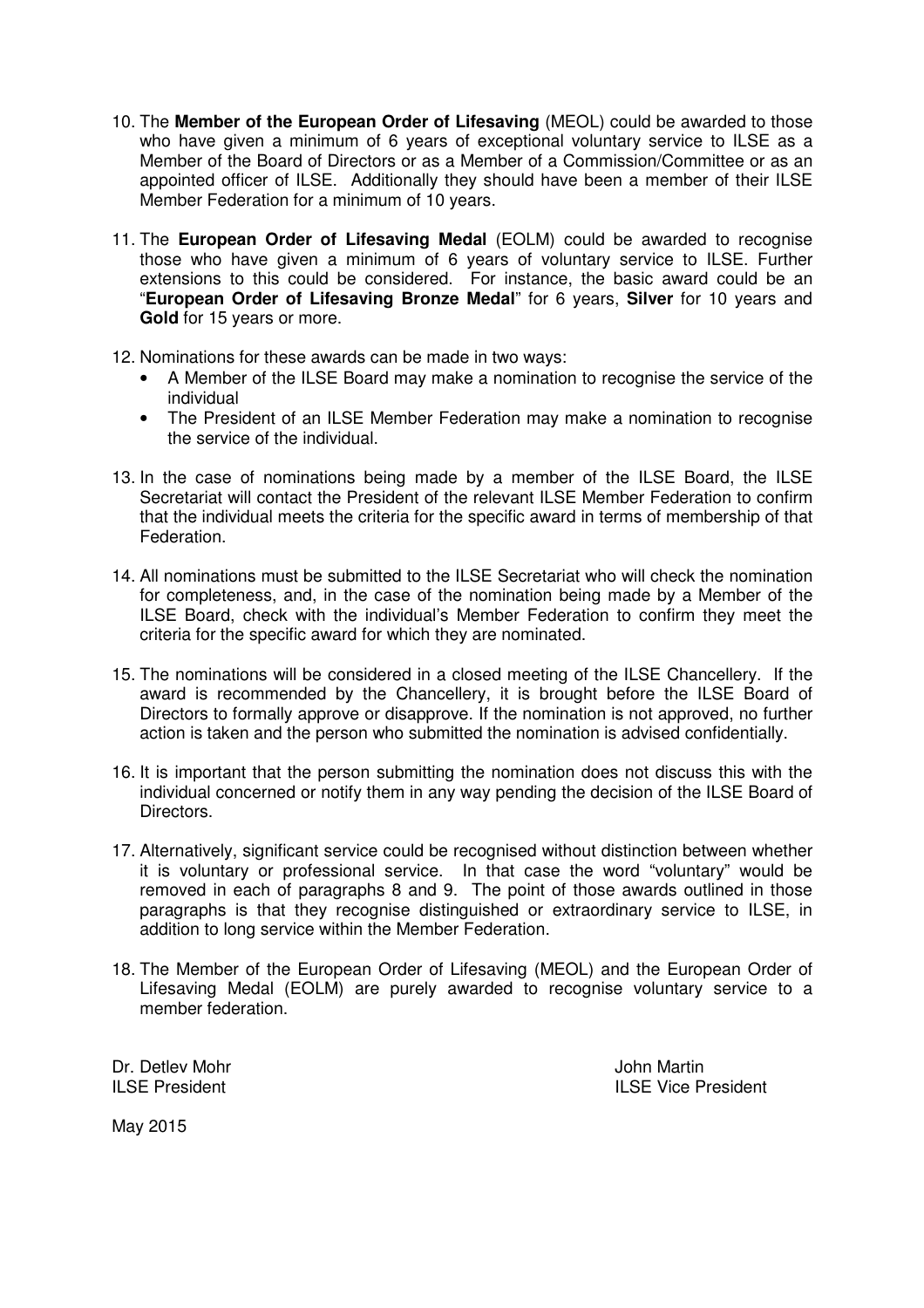10. The **Member of the European Order of Lifesaving** (MEOL) could be awarded to those who have given a minimum of 6 years of exceptional voluntary service to ILSE as a Member of the Board of Directors or as a Member of a Commission/Committee or as an appointed officer of ILSE. Additionally they should have been a member of their ILSE Member Federation for a minimum of 10 years.

11. The **European Order of Lifesaving Medal** (EOLM) could be awarded to recognise those who have given a minimum of 6 years of voluntary service to ILSE. Further extensions to this could be considered. For instance, the basic award could be an "**European Order of Lifesaving Bronze Medal**" for 6 years, **Silver** for 10 years and **Gold** for 15 years or more.

12. Nominations for these awards can be made in two ways:
    - A Member of the ILSE Board may make a nomination to recognise the service of the individual
    - The President of an ILSE Member Federation may make a nomination to recognise the service of the individual.

13. In the case of nominations being made by a member of the ILSE Board, the ILSE Secretariat will contact the President of the relevant ILSE Member Federation to confirm that the individual meets the criteria for the specific award in terms of membership of that Federation.

14. All nominations must be submitted to the ILSE Secretariat who will check the nomination for completeness, and, in the case of the nomination being made by a Member of the ILSE Board, check with the individual's Member Federation to confirm they meet the criteria for the specific award for which they are nominated.

15. The nominations will be considered in a closed meeting of the ILSE Chancellery. If the award is recommended by the Chancellery, it is brought before the ILSE Board of Directors to formally approve or disapprove. If the nomination is not approved, no further action is taken and the person who submitted the nomination is advised confidentially.

16. It is important that the person submitting the nomination does not discuss this with the individual concerned or notify them in any way pending the decision of the ILSE Board of Directors.

17. Alternatively, significant service could be recognised without distinction between whether it is voluntary or professional service. In that case the word "voluntary" would be removed in each of paragraphs 8 and 9. The point of those awards outlined in those paragraphs is that they recognise distinguished or extraordinary service to ILSE, in addition to long service within the Member Federation.

18. The Member of the European Order of Lifesaving (MEOL) and the European Order of Lifesaving Medal (EOLM) are purely awarded to recognise voluntary service to a member federation.

Dr. Detlev Mohr
ILSE President

John Martin
ILSE Vice President

May 2015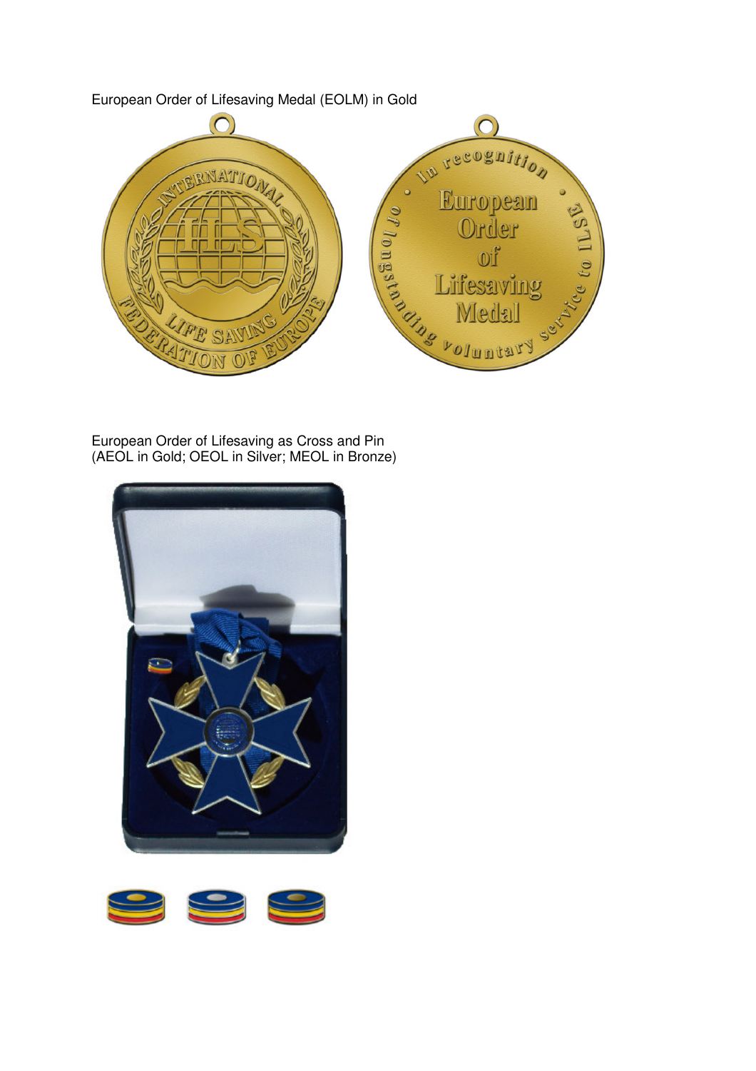European Order of Lifesaving Medal (EOLM) in Gold

European Order of Lifesaving as Cross and Pin
(AEOL in Gold; OEOL in Silver; MEOL in Bronze)